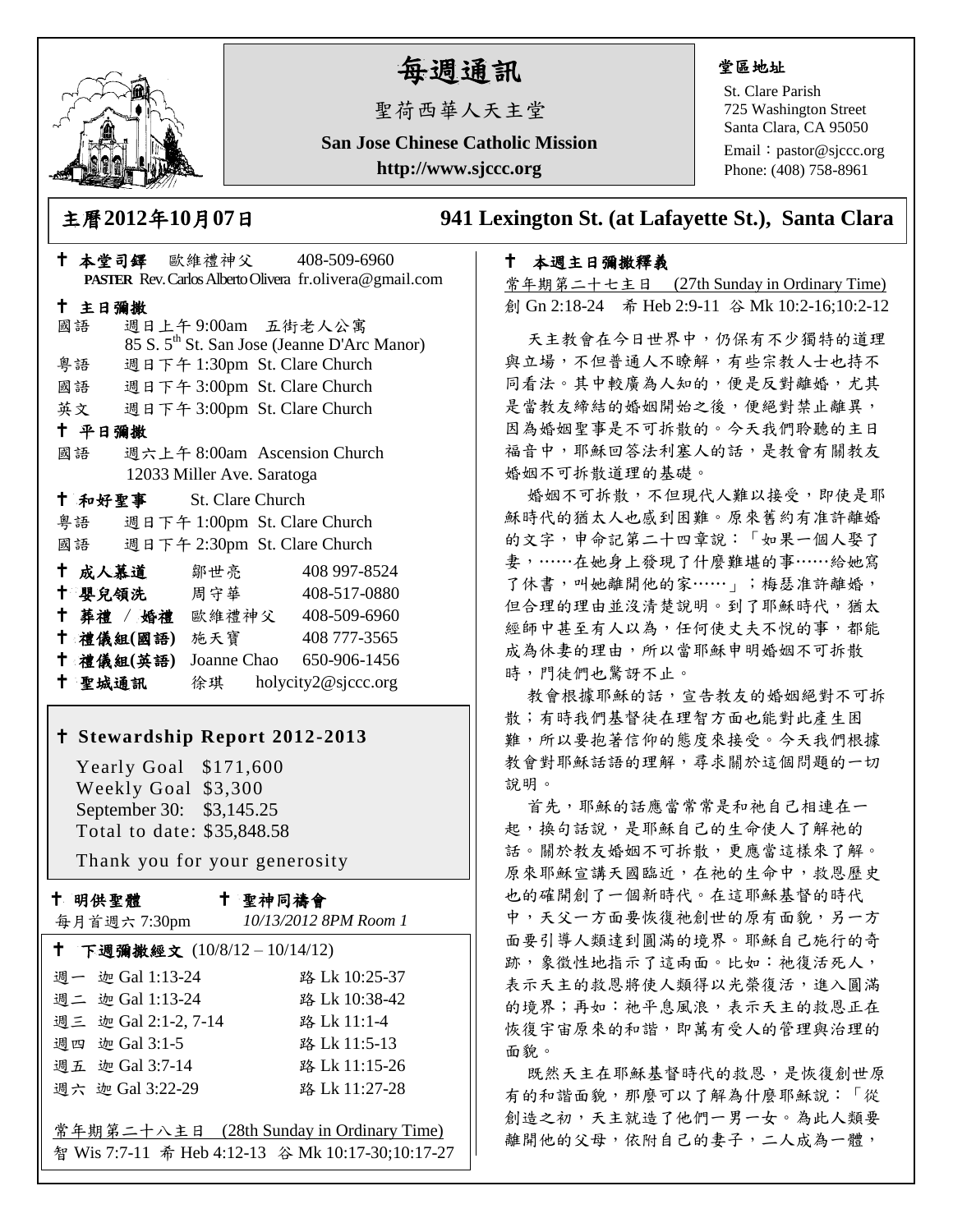# 每週通訊

聖荷西華人天主堂

**San Jose Chinese Catholic Mission**

**http://www.sjccc.org**

**堂區地址**

St. Clare Parish
725 Washington Street
Santa Clara, CA 95050
Email：pastor@sjccc.org
Phone: (408) 758-8961

## 主曆2012年10月07日　　941 Lexington St. (at Lafayette St.), Santa Clara

✝ **本堂司鐸**　歐維禮神父　408-509-6960
**PASTER** Rev. Carlos Alberto Olivera　fr.olivera@gmail.com

✝ **主日彌撒**

國語　週日上午 9:00am　五街老人公寓
85 S. 5th St. San Jose (Jeanne D'Arc Manor)
粵語　週日下午 1:30pm　St. Clare Church
國語　週日下午 3:00pm　St. Clare Church
英文　週日下午 3:00pm　St. Clare Church

✝ **平日彌撒**

國語　週六上午 8:00am　Ascension Church
12033 Miller Ave. Saratoga

✝ **和好聖事**　St. Clare Church

粵語　週日下午 1:00pm　St. Clare Church
國語　週日下午 2:30pm　St. Clare Church

| | | |
|---|---|---|
| ✝ **成人慕道** | 鄒世亮 | 408 997-8524 |
| ✝ **嬰兒領洗** | 周守華 | 408-517-0880 |
| ✝ **葬禮 / 婚禮** | 歐維禮神父 | 408-509-6960 |
| ✝ **禮儀組(國語)** | 施天寶 | 408 777-3565 |
| ✝ **禮儀組(英語)** | Joanne Chao | 650-906-1456 |
| ✝ **聖城通訊** | 徐琪 | holycity2@sjccc.org |

### ✝ Stewardship Report 2012-2013

Yearly Goal　$171,600
Weekly Goal　$3,300
September 30:　$3,145.25
Total to date: $35,848.58

Thank you for your generosity

✝ **明供聖體**　每月首週六 7:30pm

✝ **聖神同禱會**　*10/13/2012 8PM Room 1*

✝ **下週彌撒經文** (10/8/12 – 10/14/12)

| | |
|---|---|
| 週一　迦 Gal 1:13-24 | 路 Lk 10:25-37 |
| 週二　迦 Gal 1:13-24 | 路 Lk 10:38-42 |
| 週三　迦 Gal 2:1-2, 7-14 | 路 Lk 11:1-4 |
| 週四　迦 Gal 3:1-5 | 路 Lk 11:5-13 |
| 週五　迦 Gal 3:7-14 | 路 Lk 11:15-26 |
| 週六　迦 Gal 3:22-29 | 路 Lk 11:27-28 |

常年期第二十八主日　(28th Sunday in Ordinary Time)
智 Wis 7:7-11　希 Heb 4:12-13　谷 Mk 10:17-30;10:17-27

### ✝ 本週主日彌撒釋義

常年期第二十七主日　(27th Sunday in Ordinary Time)
創 Gn 2:18-24　希 Heb 2:9-11　谷 Mk 10:2-16;10:2-12

天主教會在今日世界中，仍保有不少獨特的道理與立場，不但普通人不瞭解，有些宗教人士也持不同看法。其中較廣為人知的，便是反對離婚，尤其是當教友締結的婚姻開始之後，便絕對禁止離異，因為婚姻聖事是不可拆散的。今天我們聆聽的主日福音中，耶穌回答法利塞人的話，是教會有關教友婚姻不可拆散道理的基礎。

婚姻不可拆散，不但現代人難以接受，即使是耶穌時代的猶太人也感到困難。原來舊約有准許離婚的文字，申命記第二十四章說：「如果一個人娶了妻，……在她身上發現了什麼難堪的事……給她寫了休書，叫她離開他的家……」；梅瑟准許離婚，但合理的理由並沒清楚說明。到了耶穌時代，猶太經師中甚至有人以為，任何使丈夫不悅的事，都能成為休妻的理由，所以當耶穌申明婚姻不可拆散時，門徒們也驚訝不止。

教會根據耶穌的話，宣告教友的婚姻絕對不可拆散；有時我們基督徒在理智方面也能對此產生困難，所以要抱著信仰的態度來接受。今天我們根據教會對耶穌話語的理解，尋求關於這個問題的一切說明。

首先，耶穌的話應當常常是和祂自己相連在一起，換句話說，是耶穌自己的生命使人了解祂的話。關於教友婚姻不可拆散，更應當這樣來了解。原來耶穌宣講天國臨近，在祂的生命中，救恩歷史也的確開創了一個新時代。在這耶穌基督的時代中，天父一方面要恢復祂創世的原有面貌，另一方面要引導人類達到圓滿的境界。耶穌自己施行的奇跡，象徵性地指示了這兩面。比如：祂復活死人，表示天主的救恩將使人類得以光榮復活，進入圓滿的境界；再如：祂平息風浪，表示天主的救恩正在恢復宇宙原來的和諧，即萬有受人的管理與治理的面貌。

既然天主在耶穌基督時代的救恩，是恢復創世原有的和諧面貌，那麼可以了解為什麼耶穌說：「從創造之初，天主就造了他們一男一女。為此人類要離開他的父母，依附自己的妻子，二人成為一體，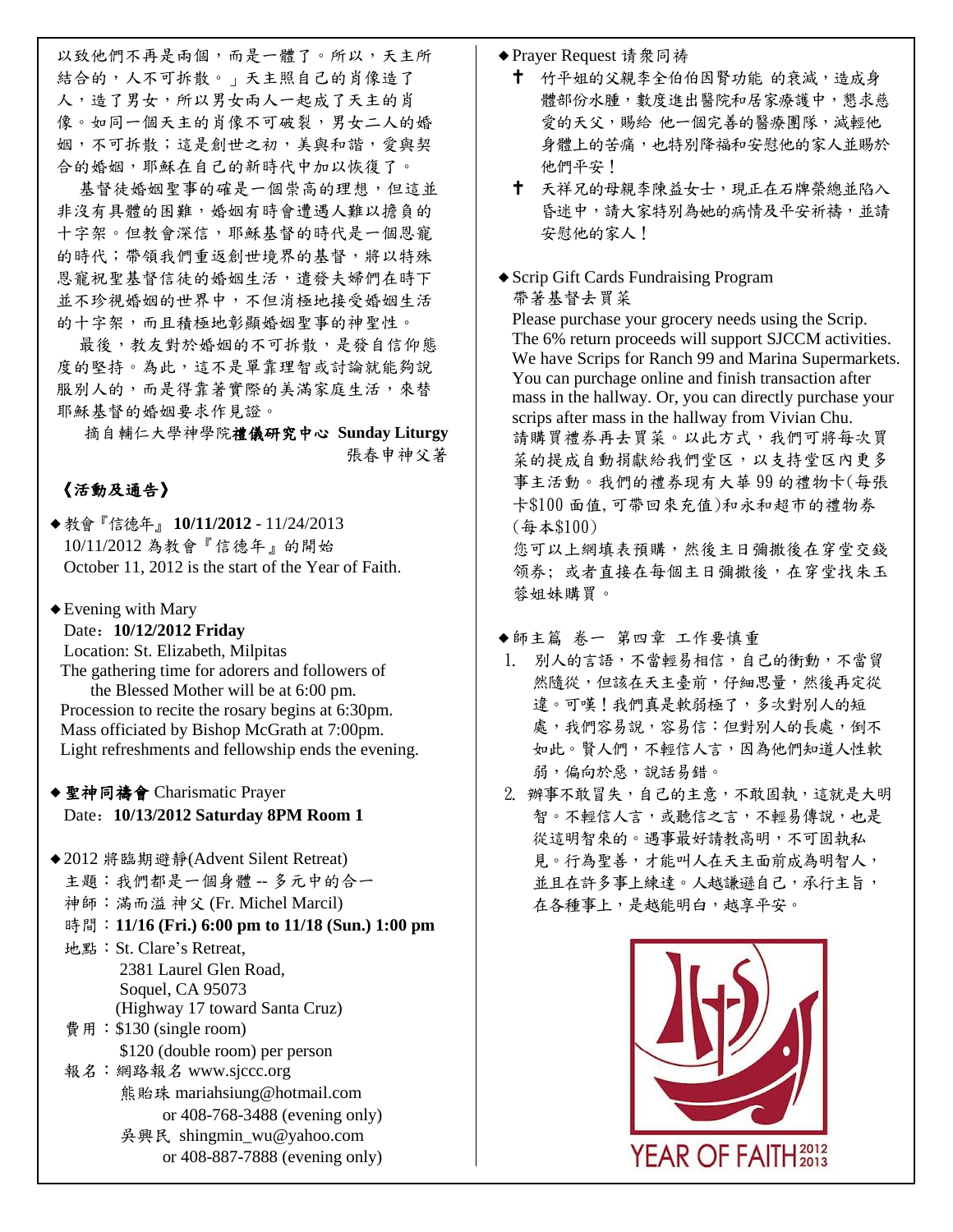以致他們不再是兩個，而是一體了。所以，天主所結合的，人不可拆散。」天主照自己的肖像造了人，造了男女，所以男女兩人一起成了天主的肖像。如同一個天主的肖像不可破裂，男女二人的婚姻，不可拆散；這是創世之初，美與和諧，愛與契合的婚姻，耶穌在自己的新時代中加以恢復了。

基督徒婚姻聖事的確是一個崇高的理想，但這並非沒有具體的困難，婚姻有時會遭遇人難以擔負的十字架。但教會深信，耶穌基督的時代是一個恩寵的時代；帶領我們重返創世境界的基督，將以特殊恩寵祝聖基督信徒的婚姻生活，遣發夫婦們在時下並不珍視婚姻的世界中，不但消極地接受婚姻生活的十字架，而且積極地彰顯婚姻聖事的神聖性。

最後，教友對於婚姻的不可拆散，是發自信仰態度的堅持。為此，這不是單靠理智或討論就能夠說服別人的，而是得靠著實際的美滿家庭生活，來替耶穌基督的婚姻要求作見證。

摘自輔仁大學神學院**禮儀研究中心 Sunday Liturgy**
張春申神父著

## 《活動及通告》

◆教會『信德年』**10/11/2012** - 11/24/2013
10/11/2012 為教會『信德年』的開始
October 11, 2012 is the start of the Year of Faith.

◆Evening with Mary
Date：**10/12/2012 Friday**
Location: St. Elizabeth, Milpitas
The gathering time for adorers and followers of the Blessed Mother will be at 6:00 pm.
Procession to recite the rosary begins at 6:30pm.
Mass officiated by Bishop McGrath at 7:00pm.
Light refreshments and fellowship ends the evening.

◆**聖神同禱會** Charismatic Prayer
Date：**10/13/2012 Saturday 8PM Room 1**

◆2012 將臨期避靜(Advent Silent Retreat)
主題：我們都是一個身體 -- 多元中的合一
神師：滿而溢 神父 (Fr. Michel Marcil)
時間：**11/16 (Fri.) 6:00 pm to 11/18 (Sun.) 1:00 pm**
地點：St. Clare's Retreat,
2381 Laurel Glen Road,
Soquel, CA 95073
(Highway 17 toward Santa Cruz)
費用：$130 (single room)
$120 (double room) per person
報名：網路報名 www.sjccc.org
熊貽珠 mariahsiung@hotmail.com
or 408-768-3488 (evening only)
吳興民 shingmin_wu@yahoo.com
or 408-887-7888 (evening only)

◆Prayer Request 請眾同祷

✝ 竹平姐的父親李全伯伯因腎功能 的衰減，造成身體部份水腫，數度進出醫院和居家療護中，懇求慈愛的天父，賜給 他一個完善的醫療團隊，減輕他身體上的苦痛，也特別降福和安慰他的家人並賜於他們平安！

✝ 天祥兄的母親李陳益女士，現正在石牌榮總並陷入昏迷中，請大家特別為她的病情及平安祈禱，並請安慰他的家人！

◆Scrip Gift Cards Fundraising Program
帶著基督去買菜
Please purchase your grocery needs using the Scrip. The 6% return proceeds will support SJCCM activities. We have Scrips for Ranch 99 and Marina Supermarkets. You can purchage online and finish transaction after mass in the hallway. Or, you can directly purchase your scrips after mass in the hallway from Vivian Chu.
請購買禮券再去買菜。以此方式，我們可將每次買菜的提成自動捐獻給我們堂區，以支持堂區內更多事主活動。我們的禮券現有大華 99 的禮物卡(每張卡$100 面值, 可帶回來充值)和永和超市的禮物券(每本$100)
您可以上網填表預購，然後主日彌撒後在穿堂交錢领券; 或者直接在每個主日彌撒後，在穿堂找朱玉蓉姐妹購買。

◆師主篇 卷一 第四章 工作要慎重

1. 別人的言語，不當輕易相信，自己的衝動，不當貿然隨從，但該在天主臺前，仔細思量，然後再定從違。可嘆！我們真是軟弱極了，多次對別人的短處，我們容易說，容易信：但對別人的長處，倒不如此。賢人們，不輕信人言，因為他們知道人性軟弱，偏向於惡，說話易錯。
2. 辦事不敢冒失，自己的主意，不敢固執，這就是大明智。不輕信人言，或聽信之言，不輕易傳說，也是從這明智來的。遇事最好請教高明，不可固執私見。行為聖善，才能叫人在天主面前成為明智人，並且在許多事上練達。人越謙遜自己，承行主旨，在各種事上，是越能明白，越享平安。

YEAR OF FAITH 2012 2013